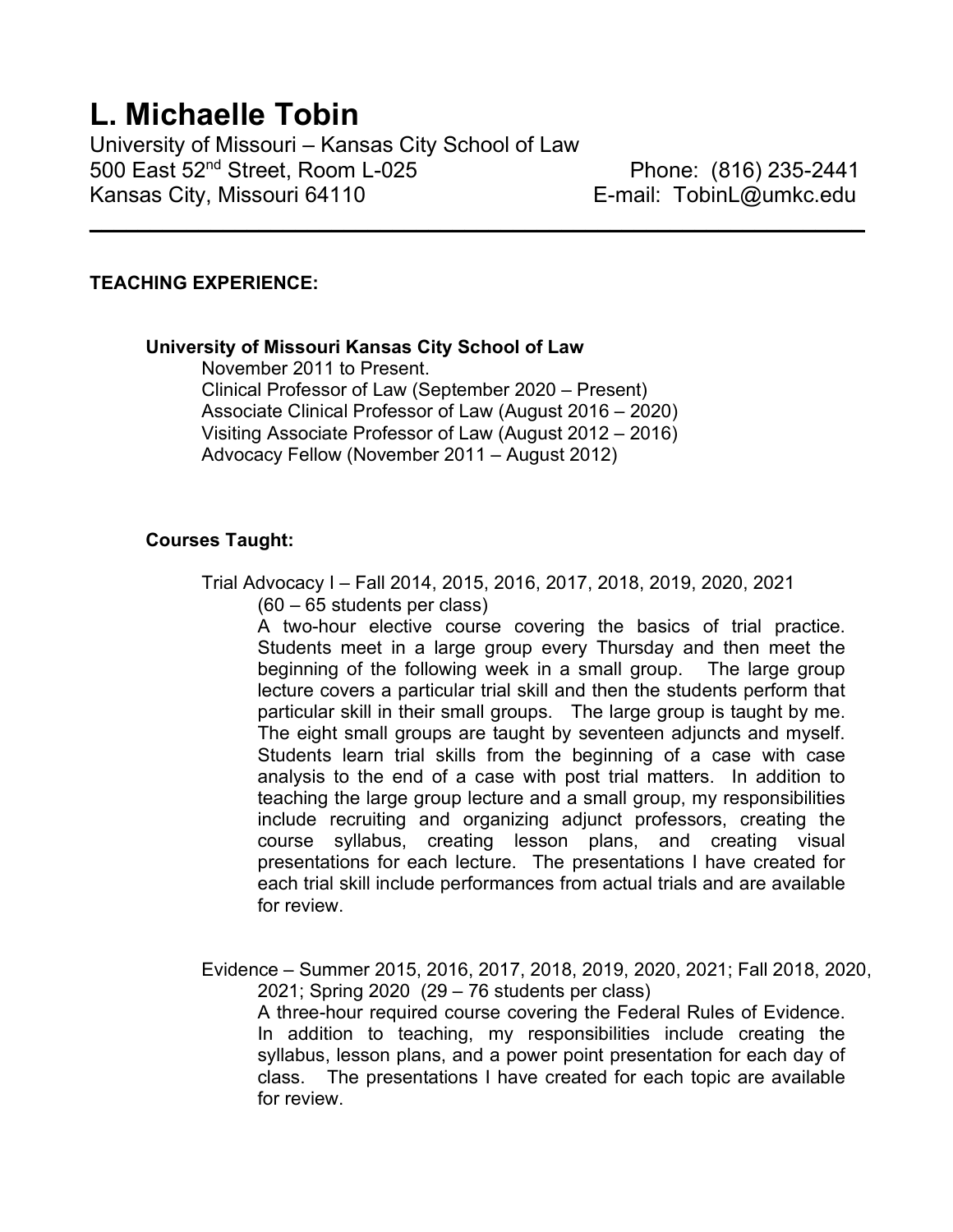# L. Michaelle Tobin

University of Missouri – Kansas City School of Law
500 East 52nd Street, Room L-025 — Phone: (816) 235-2441
Kansas City, Missouri 64110 — E-mail: TobinL@umkc.edu

---

## TEACHING EXPERIENCE:

### University of Missouri Kansas City School of Law

November 2011 to Present.
Clinical Professor of Law (September 2020 – Present)
Associate Clinical Professor of Law (August 2016 – 2020)
Visiting Associate Professor of Law (August 2012 – 2016)
Advocacy Fellow (November 2011 – August 2012)

### Courses Taught:

Trial Advocacy I – Fall 2014, 2015, 2016, 2017, 2018, 2019, 2020, 2021
(60 – 65 students per class)
A two-hour elective course covering the basics of trial practice. Students meet in a large group every Thursday and then meet the beginning of the following week in a small group. The large group lecture covers a particular trial skill and then the students perform that particular skill in their small groups. The large group is taught by me. The eight small groups are taught by seventeen adjuncts and myself. Students learn trial skills from the beginning of a case with case analysis to the end of a case with post trial matters. In addition to teaching the large group lecture and a small group, my responsibilities include recruiting and organizing adjunct professors, creating the course syllabus, creating lesson plans, and creating visual presentations for each lecture. The presentations I have created for each trial skill include performances from actual trials and are available for review.

Evidence – Summer 2015, 2016, 2017, 2018, 2019, 2020, 2021; Fall 2018, 2020, 2021; Spring 2020 (29 – 76 students per class)
A three-hour required course covering the Federal Rules of Evidence. In addition to teaching, my responsibilities include creating the syllabus, lesson plans, and a power point presentation for each day of class. The presentations I have created for each topic are available for review.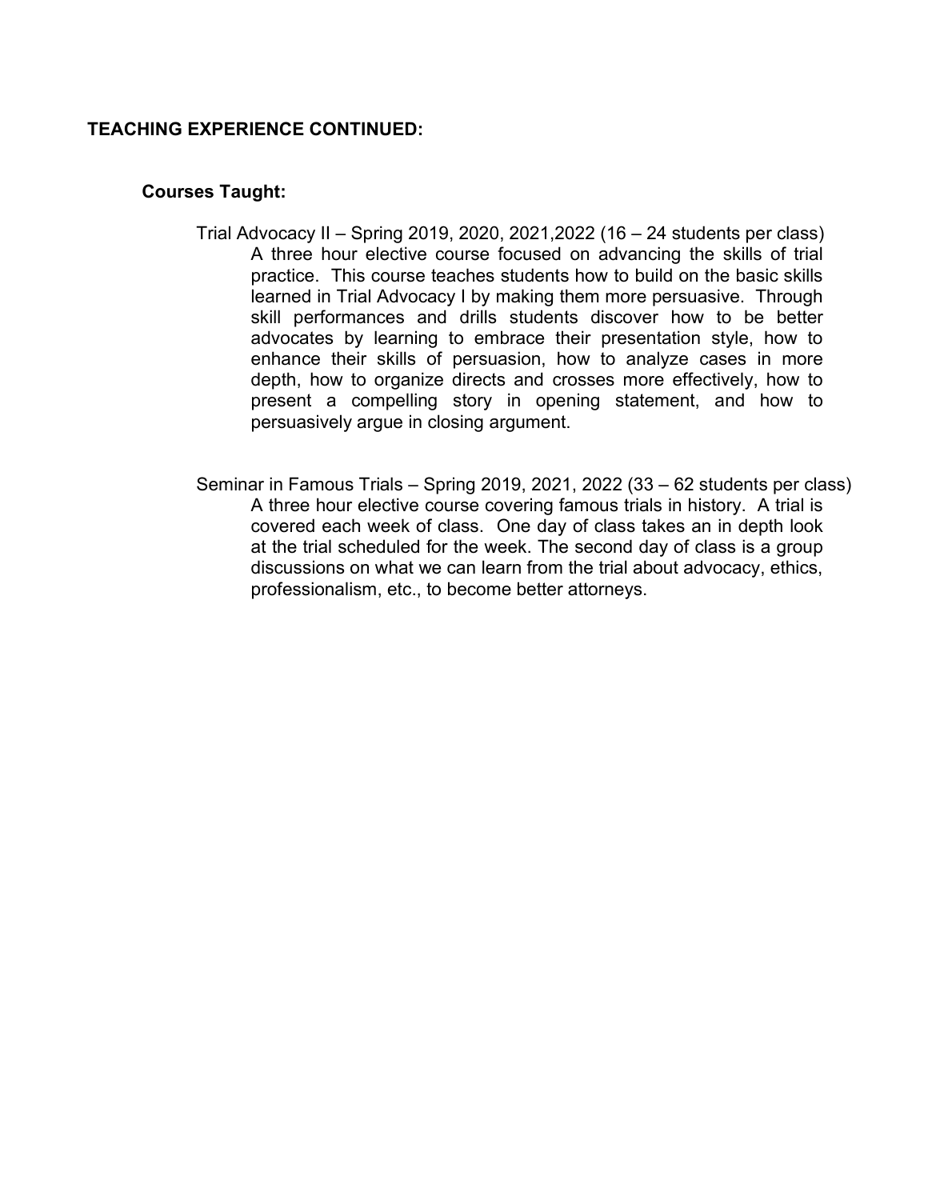**TEACHING EXPERIENCE CONTINUED:**

**Courses Taught:**

Trial Advocacy II – Spring 2019, 2020, 2021,2022 (16 – 24 students per class)
A three hour elective course focused on advancing the skills of trial practice. This course teaches students how to build on the basic skills learned in Trial Advocacy I by making them more persuasive. Through skill performances and drills students discover how to be better advocates by learning to embrace their presentation style, how to enhance their skills of persuasion, how to analyze cases in more depth, how to organize directs and crosses more effectively, how to present a compelling story in opening statement, and how to persuasively argue in closing argument.

Seminar in Famous Trials – Spring 2019, 2021, 2022 (33 – 62 students per class)
A three hour elective course covering famous trials in history. A trial is covered each week of class. One day of class takes an in depth look at the trial scheduled for the week. The second day of class is a group discussions on what we can learn from the trial about advocacy, ethics, professionalism, etc., to become better attorneys.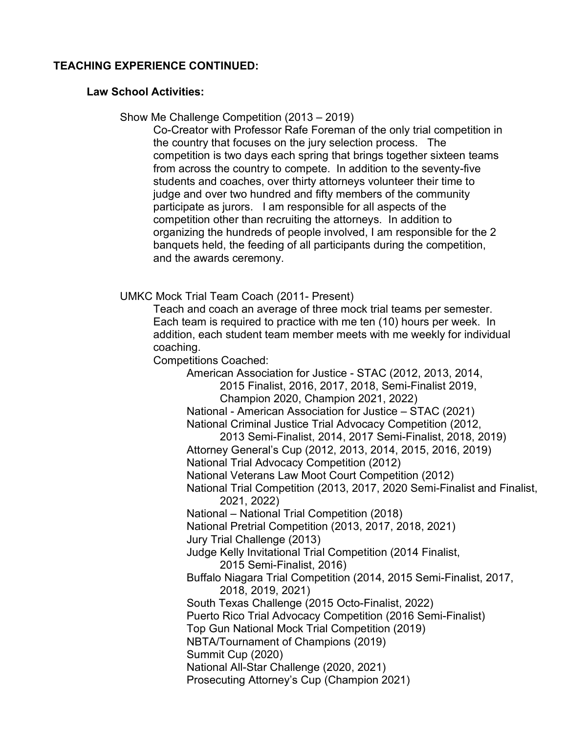## TEACHING EXPERIENCE CONTINUED:

### Law School Activities:

Show Me Challenge Competition (2013 – 2019)

Co-Creator with Professor Rafe Foreman of the only trial competition in the country that focuses on the jury selection process. The competition is two days each spring that brings together sixteen teams from across the country to compete. In addition to the seventy-five students and coaches, over thirty attorneys volunteer their time to judge and over two hundred and fifty members of the community participate as jurors. I am responsible for all aspects of the competition other than recruiting the attorneys. In addition to organizing the hundreds of people involved, I am responsible for the 2 banquets held, the feeding of all participants during the competition, and the awards ceremony.

UMKC Mock Trial Team Coach (2011- Present)

Teach and coach an average of three mock trial teams per semester. Each team is required to practice with me ten (10) hours per week. In addition, each student team member meets with me weekly for individual coaching.

Competitions Coached:

- American Association for Justice - STAC (2012, 2013, 2014, 2015 Finalist, 2016, 2017, 2018, Semi-Finalist 2019, Champion 2020, Champion 2021, 2022)
- National - American Association for Justice – STAC (2021)
- National Criminal Justice Trial Advocacy Competition (2012, 2013 Semi-Finalist, 2014, 2017 Semi-Finalist, 2018, 2019)
- Attorney General's Cup (2012, 2013, 2014, 2015, 2016, 2019)
- National Trial Advocacy Competition (2012)
- National Veterans Law Moot Court Competition (2012)
- National Trial Competition (2013, 2017, 2020 Semi-Finalist and Finalist, 2021, 2022)
- National – National Trial Competition (2018)
- National Pretrial Competition (2013, 2017, 2018, 2021)
- Jury Trial Challenge (2013)
- Judge Kelly Invitational Trial Competition (2014 Finalist, 2015 Semi-Finalist, 2016)
- Buffalo Niagara Trial Competition (2014, 2015 Semi-Finalist, 2017, 2018, 2019, 2021)
- South Texas Challenge (2015 Octo-Finalist, 2022)
- Puerto Rico Trial Advocacy Competition (2016 Semi-Finalist)
- Top Gun National Mock Trial Competition (2019)
- NBTA/Tournament of Champions (2019)
- Summit Cup (2020)
- National All-Star Challenge (2020, 2021)
- Prosecuting Attorney's Cup (Champion 2021)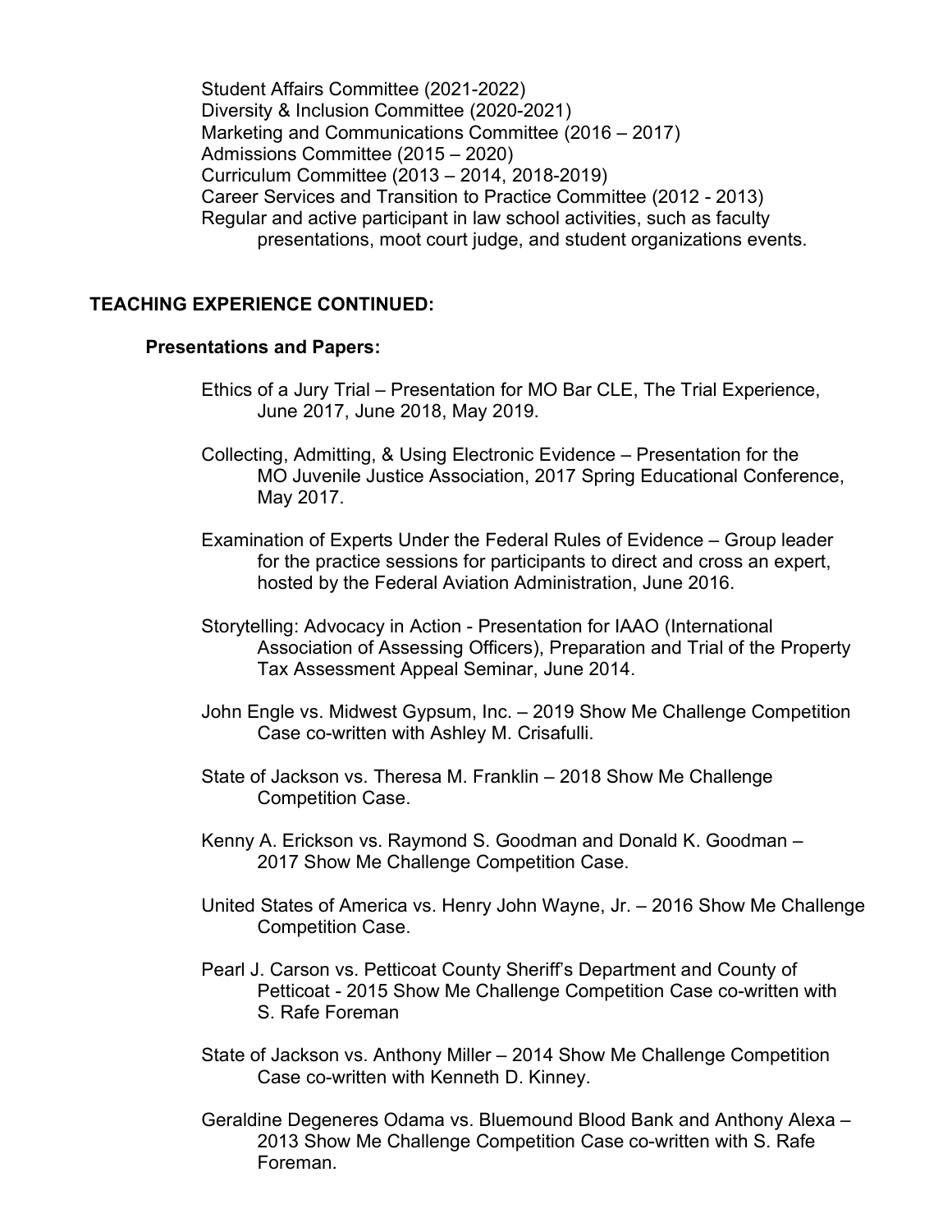Student Affairs Committee (2021-2022)
Diversity & Inclusion Committee (2020-2021)
Marketing and Communications Committee (2016 – 2017)
Admissions Committee (2015 – 2020)
Curriculum Committee (2013 – 2014, 2018-2019)
Career Services and Transition to Practice Committee (2012 - 2013)
Regular and active participant in law school activities, such as faculty presentations, moot court judge, and student organizations events.

## TEACHING EXPERIENCE CONTINUED:

### Presentations and Papers:

Ethics of a Jury Trial – Presentation for MO Bar CLE, The Trial Experience, June 2017, June 2018, May 2019.

Collecting, Admitting, & Using Electronic Evidence – Presentation for the MO Juvenile Justice Association, 2017 Spring Educational Conference, May 2017.

Examination of Experts Under the Federal Rules of Evidence – Group leader for the practice sessions for participants to direct and cross an expert, hosted by the Federal Aviation Administration, June 2016.

Storytelling: Advocacy in Action - Presentation for IAAO (International Association of Assessing Officers), Preparation and Trial of the Property Tax Assessment Appeal Seminar, June 2014.

John Engle vs. Midwest Gypsum, Inc. – 2019 Show Me Challenge Competition Case co-written with Ashley M. Crisafulli.

State of Jackson vs. Theresa M. Franklin – 2018 Show Me Challenge Competition Case.

Kenny A. Erickson vs. Raymond S. Goodman and Donald K. Goodman – 2017 Show Me Challenge Competition Case.

United States of America vs. Henry John Wayne, Jr. – 2016 Show Me Challenge Competition Case.

Pearl J. Carson vs. Petticoat County Sheriff's Department and County of Petticoat - 2015 Show Me Challenge Competition Case co-written with S. Rafe Foreman

State of Jackson vs. Anthony Miller – 2014 Show Me Challenge Competition Case co-written with Kenneth D. Kinney.

Geraldine Degeneres Odama vs. Bluemound Blood Bank and Anthony Alexa – 2013 Show Me Challenge Competition Case co-written with S. Rafe Foreman.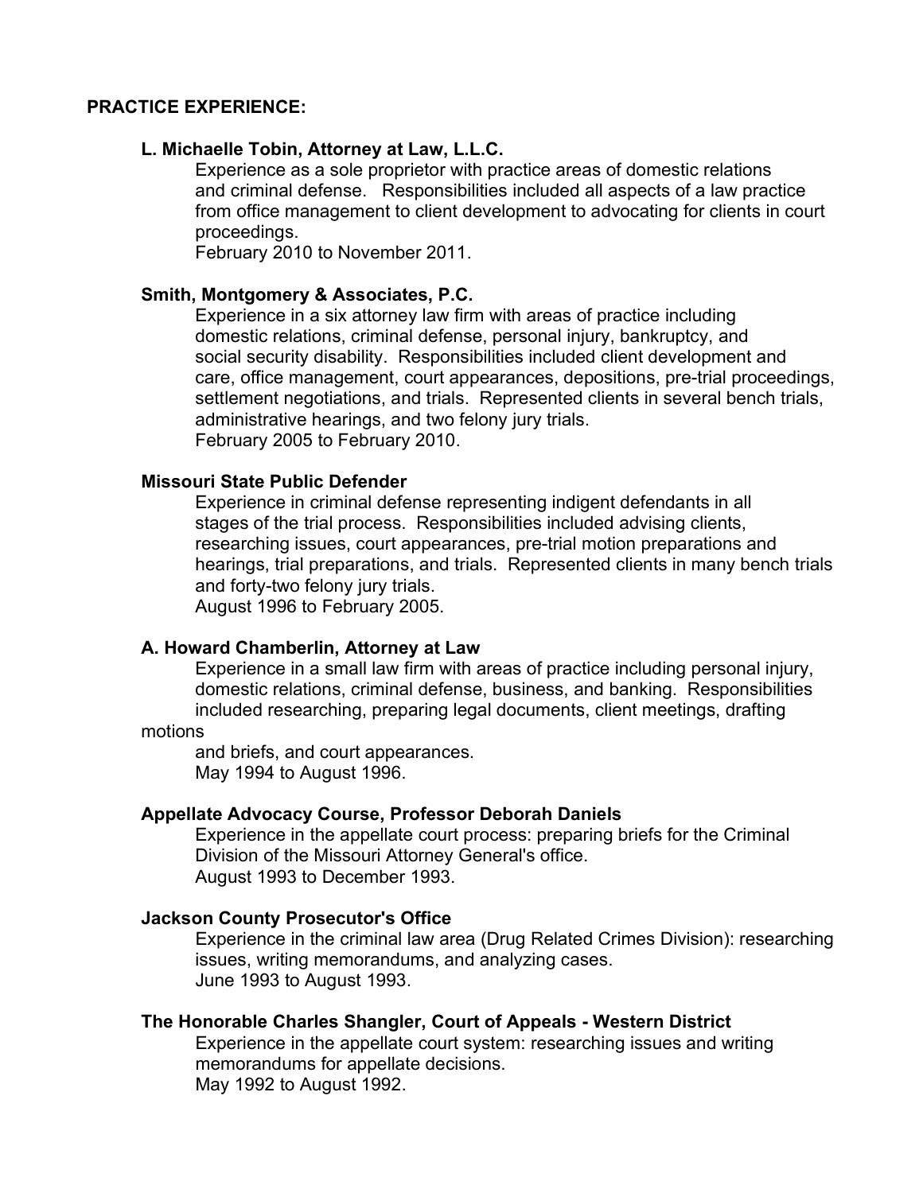## PRACTICE EXPERIENCE:

**L. Michaelle Tobin, Attorney at Law, L.L.C.**

Experience as a sole proprietor with practice areas of domestic relations and criminal defense. Responsibilities included all aspects of a law practice from office management to client development to advocating for clients in court proceedings.
February 2010 to November 2011.

**Smith, Montgomery & Associates, P.C.**

Experience in a six attorney law firm with areas of practice including domestic relations, criminal defense, personal injury, bankruptcy, and social security disability. Responsibilities included client development and care, office management, court appearances, depositions, pre-trial proceedings, settlement negotiations, and trials. Represented clients in several bench trials, administrative hearings, and two felony jury trials.
February 2005 to February 2010.

**Missouri State Public Defender**

Experience in criminal defense representing indigent defendants in all stages of the trial process. Responsibilities included advising clients, researching issues, court appearances, pre-trial motion preparations and hearings, trial preparations, and trials. Represented clients in many bench trials and forty-two felony jury trials.
August 1996 to February 2005.

**A. Howard Chamberlin, Attorney at Law**

Experience in a small law firm with areas of practice including personal injury, domestic relations, criminal defense, business, and banking. Responsibilities included researching, preparing legal documents, client meetings, drafting motions and briefs, and court appearances.
May 1994 to August 1996.

**Appellate Advocacy Course, Professor Deborah Daniels**

Experience in the appellate court process: preparing briefs for the Criminal Division of the Missouri Attorney General's office.
August 1993 to December 1993.

**Jackson County Prosecutor's Office**

Experience in the criminal law area (Drug Related Crimes Division): researching issues, writing memorandums, and analyzing cases.
June 1993 to August 1993.

**The Honorable Charles Shangler, Court of Appeals - Western District**

Experience in the appellate court system: researching issues and writing memorandums for appellate decisions.
May 1992 to August 1992.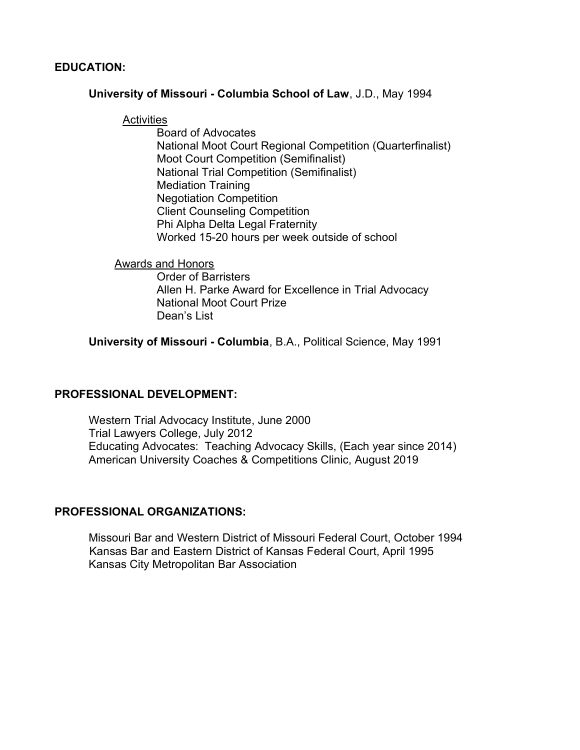## EDUCATION:

**University of Missouri - Columbia School of Law**, J.D., May 1994

Activities

- Board of Advocates
- National Moot Court Regional Competition (Quarterfinalist)
- Moot Court Competition (Semifinalist)
- National Trial Competition (Semifinalist)
- Mediation Training
- Negotiation Competition
- Client Counseling Competition
- Phi Alpha Delta Legal Fraternity
- Worked 15-20 hours per week outside of school

Awards and Honors

- Order of Barristers
- Allen H. Parke Award for Excellence in Trial Advocacy
- National Moot Court Prize
- Dean's List

**University of Missouri - Columbia**, B.A., Political Science, May 1991

## PROFESSIONAL DEVELOPMENT:

Western Trial Advocacy Institute, June 2000
Trial Lawyers College, July 2012
Educating Advocates: Teaching Advocacy Skills, (Each year since 2014)
American University Coaches & Competitions Clinic, August 2019

## PROFESSIONAL ORGANIZATIONS:

Missouri Bar and Western District of Missouri Federal Court, October 1994
Kansas Bar and Eastern District of Kansas Federal Court, April 1995
Kansas City Metropolitan Bar Association